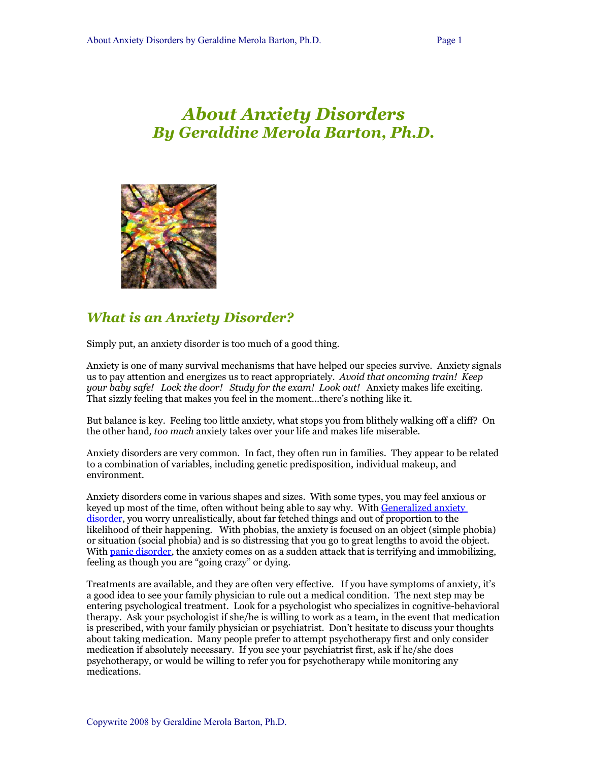# *About Anxiety Disorders*
# *By Geraldine Merola Barton, Ph.D.*

## *What is an Anxiety Disorder?*

Simply put, an anxiety disorder is too much of a good thing.

Anxiety is one of many survival mechanisms that have helped our species survive. Anxiety signals us to pay attention and energizes us to react appropriately. *Avoid that oncoming train! Keep your baby safe! Lock the door! Study for the exam! Look out!* Anxiety makes life exciting. That sizzly feeling that makes you feel in the moment...there's nothing like it.

But balance is key. Feeling too little anxiety, what stops you from blithely walking off a cliff? On the other hand, *too much* anxiety takes over your life and makes life miserable.

Anxiety disorders are very common. In fact, they often run in families. They appear to be related to a combination of variables, including genetic predisposition, individual makeup, and environment.

Anxiety disorders come in various shapes and sizes. With some types, you may feel anxious or keyed up most of the time, often without being able to say why. With Generalized anxiety disorder, you worry unrealistically, about far fetched things and out of proportion to the likelihood of their happening. With phobias, the anxiety is focused on an object (simple phobia) or situation (social phobia) and is so distressing that you go to great lengths to avoid the object. With panic disorder, the anxiety comes on as a sudden attack that is terrifying and immobilizing, feeling as though you are "going crazy" or dying.

Treatments are available, and they are often very effective. If you have symptoms of anxiety, it's a good idea to see your family physician to rule out a medical condition. The next step may be entering psychological treatment. Look for a psychologist who specializes in cognitive-behavioral therapy. Ask your psychologist if she/he is willing to work as a team, in the event that medication is prescribed, with your family physician or psychiatrist. Don't hesitate to discuss your thoughts about taking medication. Many people prefer to attempt psychotherapy first and only consider medication if absolutely necessary. If you see your psychiatrist first, ask if he/she does psychotherapy, or would be willing to refer you for psychotherapy while monitoring any medications.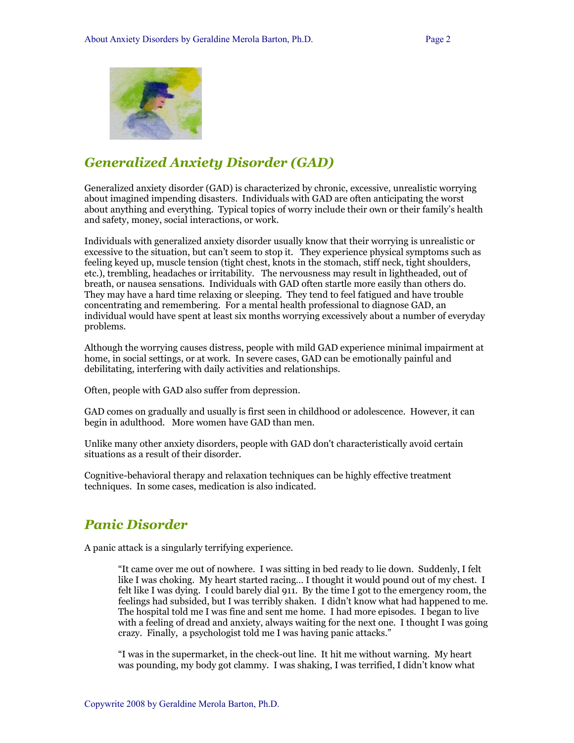## *Generalized Anxiety Disorder (GAD)*

Generalized anxiety disorder (GAD) is characterized by chronic, excessive, unrealistic worrying about imagined impending disasters. Individuals with GAD are often anticipating the worst about anything and everything. Typical topics of worry include their own or their family's health and safety, money, social interactions, or work.

Individuals with generalized anxiety disorder usually know that their worrying is unrealistic or excessive to the situation, but can't seem to stop it. They experience physical symptoms such as feeling keyed up, muscle tension (tight chest, knots in the stomach, stiff neck, tight shoulders, etc.), trembling, headaches or irritability. The nervousness may result in lightheaded, out of breath, or nausea sensations. Individuals with GAD often startle more easily than others do. They may have a hard time relaxing or sleeping. They tend to feel fatigued and have trouble concentrating and remembering. For a mental health professional to diagnose GAD, an individual would have spent at least six months worrying excessively about a number of everyday problems.

Although the worrying causes distress, people with mild GAD experience minimal impairment at home, in social settings, or at work. In severe cases, GAD can be emotionally painful and debilitating, interfering with daily activities and relationships.

Often, people with GAD also suffer from depression.

GAD comes on gradually and usually is first seen in childhood or adolescence. However, it can begin in adulthood. More women have GAD than men.

Unlike many other anxiety disorders, people with GAD don't characteristically avoid certain situations as a result of their disorder.

Cognitive-behavioral therapy and relaxation techniques can be highly effective treatment techniques. In some cases, medication is also indicated.

## *Panic Disorder*

A panic attack is a singularly terrifying experience.

> "It came over me out of nowhere. I was sitting in bed ready to lie down. Suddenly, I felt like I was choking. My heart started racing… I thought it would pound out of my chest. I felt like I was dying. I could barely dial 911. By the time I got to the emergency room, the feelings had subsided, but I was terribly shaken. I didn't know what had happened to me. The hospital told me I was fine and sent me home. I had more episodes. I began to live with a feeling of dread and anxiety, always waiting for the next one. I thought I was going crazy. Finally, a psychologist told me I was having panic attacks."

> "I was in the supermarket, in the check-out line. It hit me without warning. My heart was pounding, my body got clammy. I was shaking, I was terrified, I didn't know what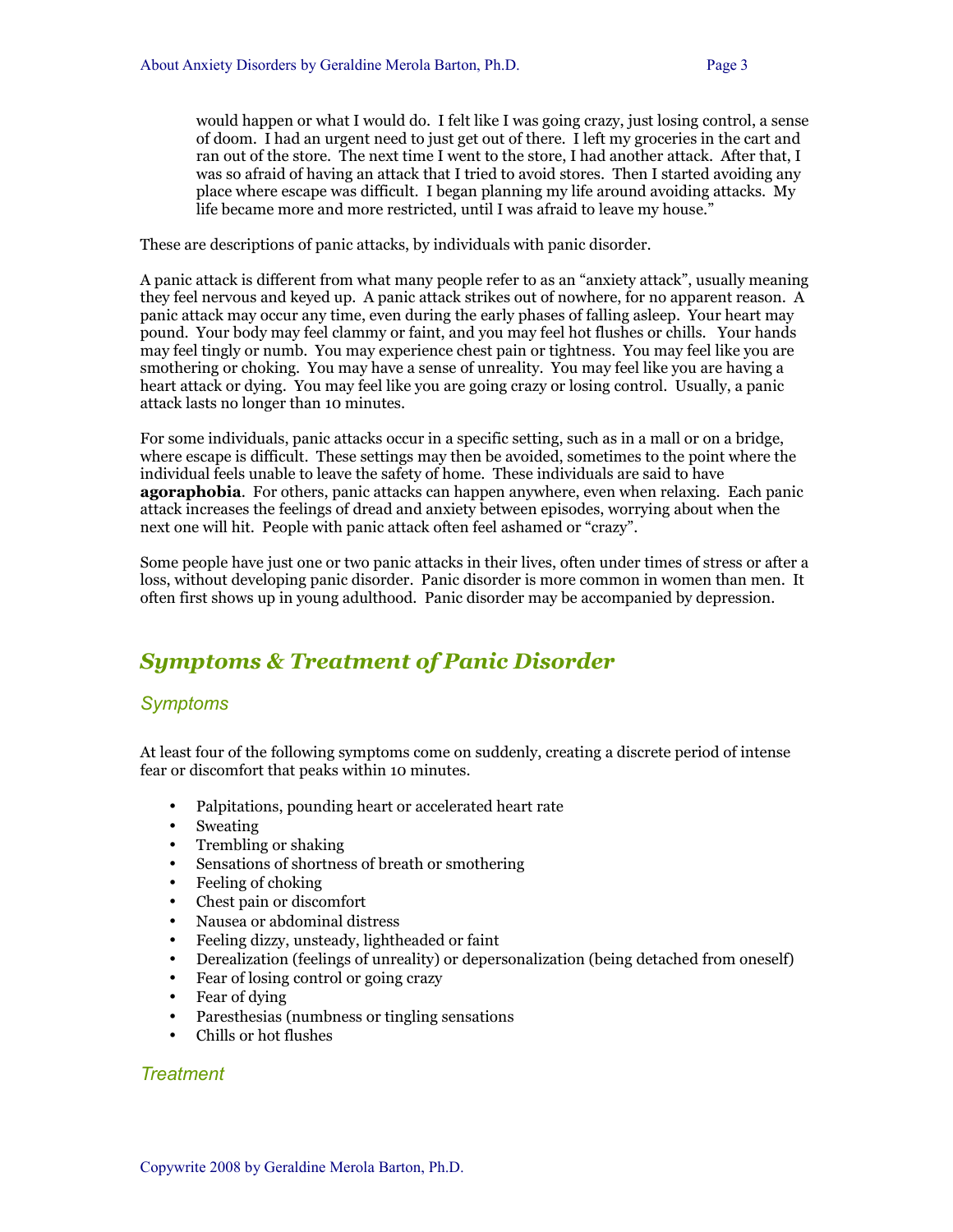would happen or what I would do. I felt like I was going crazy, just losing control, a sense of doom. I had an urgent need to just get out of there. I left my groceries in the cart and ran out of the store. The next time I went to the store, I had another attack. After that, I was so afraid of having an attack that I tried to avoid stores. Then I started avoiding any place where escape was difficult. I began planning my life around avoiding attacks. My life became more and more restricted, until I was afraid to leave my house."

These are descriptions of panic attacks, by individuals with panic disorder.

A panic attack is different from what many people refer to as an "anxiety attack", usually meaning they feel nervous and keyed up. A panic attack strikes out of nowhere, for no apparent reason. A panic attack may occur any time, even during the early phases of falling asleep. Your heart may pound. Your body may feel clammy or faint, and you may feel hot flushes or chills. Your hands may feel tingly or numb. You may experience chest pain or tightness. You may feel like you are smothering or choking. You may have a sense of unreality. You may feel like you are having a heart attack or dying. You may feel like you are going crazy or losing control. Usually, a panic attack lasts no longer than 10 minutes.

For some individuals, panic attacks occur in a specific setting, such as in a mall or on a bridge, where escape is difficult. These settings may then be avoided, sometimes to the point where the individual feels unable to leave the safety of home. These individuals are said to have **agoraphobia**. For others, panic attacks can happen anywhere, even when relaxing. Each panic attack increases the feelings of dread and anxiety between episodes, worrying about when the next one will hit. People with panic attack often feel ashamed or "crazy".

Some people have just one or two panic attacks in their lives, often under times of stress or after a loss, without developing panic disorder. Panic disorder is more common in women than men. It often first shows up in young adulthood. Panic disorder may be accompanied by depression.

## *Symptoms & Treatment of Panic Disorder*

### *Symptoms*

At least four of the following symptoms come on suddenly, creating a discrete period of intense fear or discomfort that peaks within 10 minutes.

- Palpitations, pounding heart or accelerated heart rate
- Sweating
- Trembling or shaking
- Sensations of shortness of breath or smothering
- Feeling of choking
- Chest pain or discomfort
- Nausea or abdominal distress
- Feeling dizzy, unsteady, lightheaded or faint
- Derealization (feelings of unreality) or depersonalization (being detached from oneself)
- Fear of losing control or going crazy
- Fear of dying
- Paresthesias (numbness or tingling sensations
- Chills or hot flushes

### *Treatment*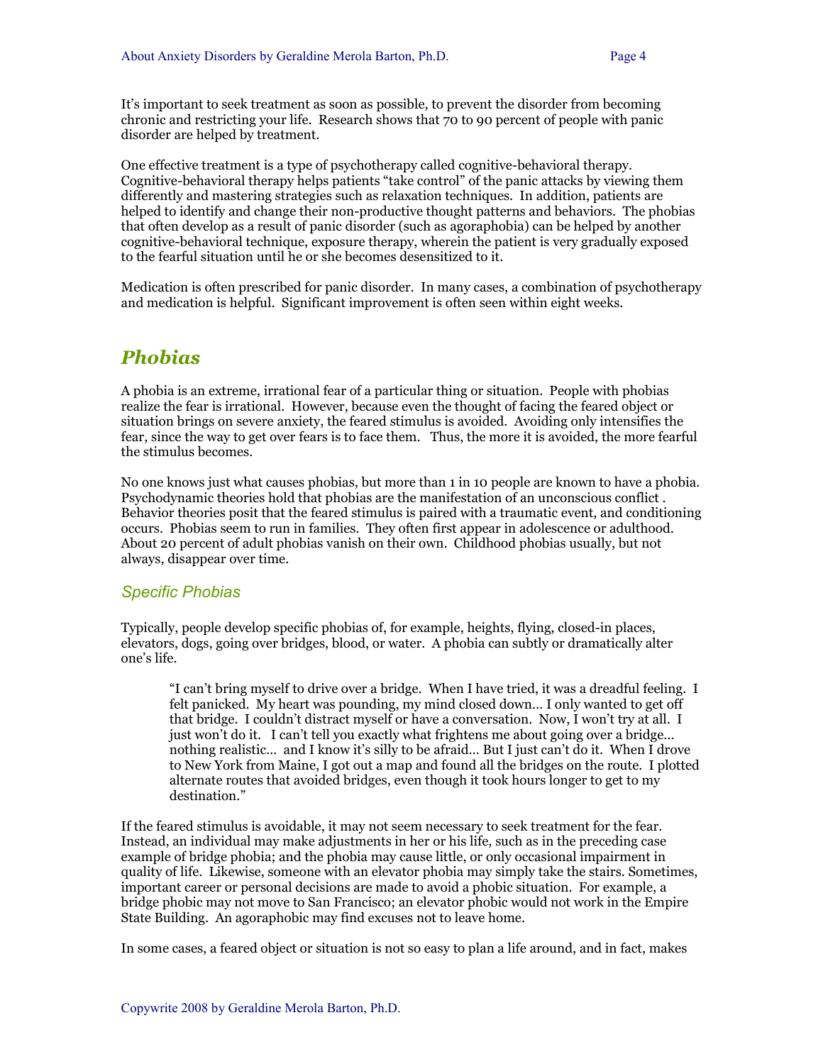It's important to seek treatment as soon as possible, to prevent the disorder from becoming chronic and restricting your life. Research shows that 70 to 90 percent of people with panic disorder are helped by treatment.

One effective treatment is a type of psychotherapy called cognitive-behavioral therapy. Cognitive-behavioral therapy helps patients "take control" of the panic attacks by viewing them differently and mastering strategies such as relaxation techniques. In addition, patients are helped to identify and change their non-productive thought patterns and behaviors. The phobias that often develop as a result of panic disorder (such as agoraphobia) can be helped by another cognitive-behavioral technique, exposure therapy, wherein the patient is very gradually exposed to the fearful situation until he or she becomes desensitized to it.

Medication is often prescribed for panic disorder. In many cases, a combination of psychotherapy and medication is helpful. Significant improvement is often seen within eight weeks.

## *Phobias*

A phobia is an extreme, irrational fear of a particular thing or situation. People with phobias realize the fear is irrational. However, because even the thought of facing the feared object or situation brings on severe anxiety, the feared stimulus is avoided. Avoiding only intensifies the fear, since the way to get over fears is to face them. Thus, the more it is avoided, the more fearful the stimulus becomes.

No one knows just what causes phobias, but more than 1 in 10 people are known to have a phobia. Psychodynamic theories hold that phobias are the manifestation of an unconscious conflict . Behavior theories posit that the feared stimulus is paired with a traumatic event, and conditioning occurs. Phobias seem to run in families. They often first appear in adolescence or adulthood. About 20 percent of adult phobias vanish on their own. Childhood phobias usually, but not always, disappear over time.

### *Specific Phobias*

Typically, people develop specific phobias of, for example, heights, flying, closed-in places, elevators, dogs, going over bridges, blood, or water. A phobia can subtly or dramatically alter one's life.

> "I can't bring myself to drive over a bridge. When I have tried, it was a dreadful feeling. I felt panicked. My heart was pounding, my mind closed down… I only wanted to get off that bridge. I couldn't distract myself or have a conversation. Now, I won't try at all. I just won't do it. I can't tell you exactly what frightens me about going over a bridge… nothing realistic… and I know it's silly to be afraid… But I just can't do it. When I drove to New York from Maine, I got out a map and found all the bridges on the route. I plotted alternate routes that avoided bridges, even though it took hours longer to get to my destination."

If the feared stimulus is avoidable, it may not seem necessary to seek treatment for the fear. Instead, an individual may make adjustments in her or his life, such as in the preceding case example of bridge phobia; and the phobia may cause little, or only occasional impairment in quality of life. Likewise, someone with an elevator phobia may simply take the stairs. Sometimes, important career or personal decisions are made to avoid a phobic situation. For example, a bridge phobic may not move to San Francisco; an elevator phobic would not work in the Empire State Building. An agoraphobic may find excuses not to leave home.

In some cases, a feared object or situation is not so easy to plan a life around, and in fact, makes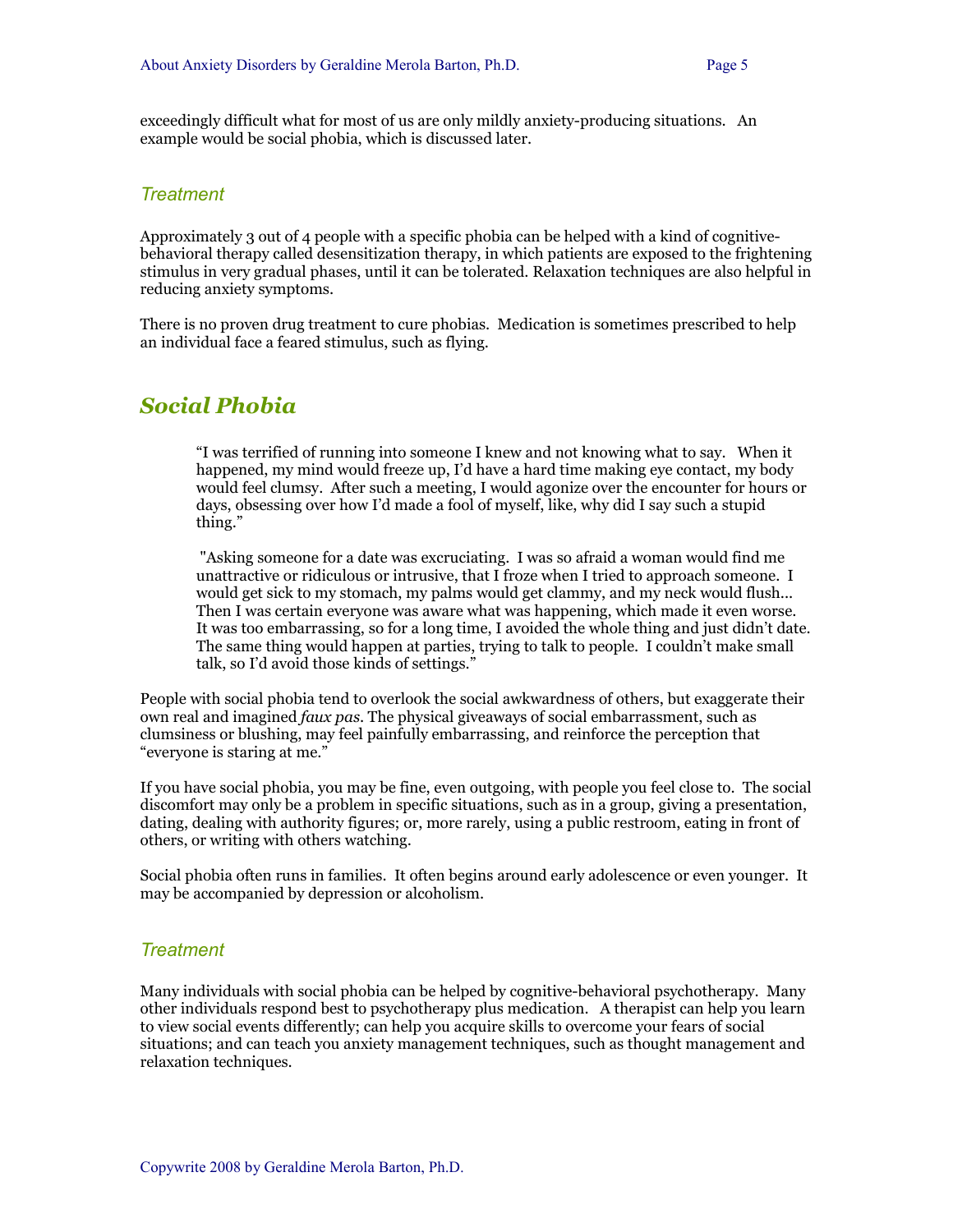exceedingly difficult what for most of us are only mildly anxiety-producing situations. An example would be social phobia, which is discussed later.

### *Treatment*

Approximately 3 out of 4 people with a specific phobia can be helped with a kind of cognitive-behavioral therapy called desensitization therapy, in which patients are exposed to the frightening stimulus in very gradual phases, until it can be tolerated. Relaxation techniques are also helpful in reducing anxiety symptoms.

There is no proven drug treatment to cure phobias. Medication is sometimes prescribed to help an individual face a feared stimulus, such as flying.

## *Social Phobia*

> "I was terrified of running into someone I knew and not knowing what to say. When it happened, my mind would freeze up, I'd have a hard time making eye contact, my body would feel clumsy. After such a meeting, I would agonize over the encounter for hours or days, obsessing over how I'd made a fool of myself, like, why did I say such a stupid thing."
>
> "Asking someone for a date was excruciating. I was so afraid a woman would find me unattractive or ridiculous or intrusive, that I froze when I tried to approach someone. I would get sick to my stomach, my palms would get clammy, and my neck would flush… Then I was certain everyone was aware what was happening, which made it even worse. It was too embarrassing, so for a long time, I avoided the whole thing and just didn't date. The same thing would happen at parties, trying to talk to people. I couldn't make small talk, so I'd avoid those kinds of settings."

People with social phobia tend to overlook the social awkwardness of others, but exaggerate their own real and imagined *faux pas*. The physical giveaways of social embarrassment, such as clumsiness or blushing, may feel painfully embarrassing, and reinforce the perception that "everyone is staring at me."

If you have social phobia, you may be fine, even outgoing, with people you feel close to. The social discomfort may only be a problem in specific situations, such as in a group, giving a presentation, dating, dealing with authority figures; or, more rarely, using a public restroom, eating in front of others, or writing with others watching.

Social phobia often runs in families. It often begins around early adolescence or even younger. It may be accompanied by depression or alcoholism.

### *Treatment*

Many individuals with social phobia can be helped by cognitive-behavioral psychotherapy. Many other individuals respond best to psychotherapy plus medication. A therapist can help you learn to view social events differently; can help you acquire skills to overcome your fears of social situations; and can teach you anxiety management techniques, such as thought management and relaxation techniques.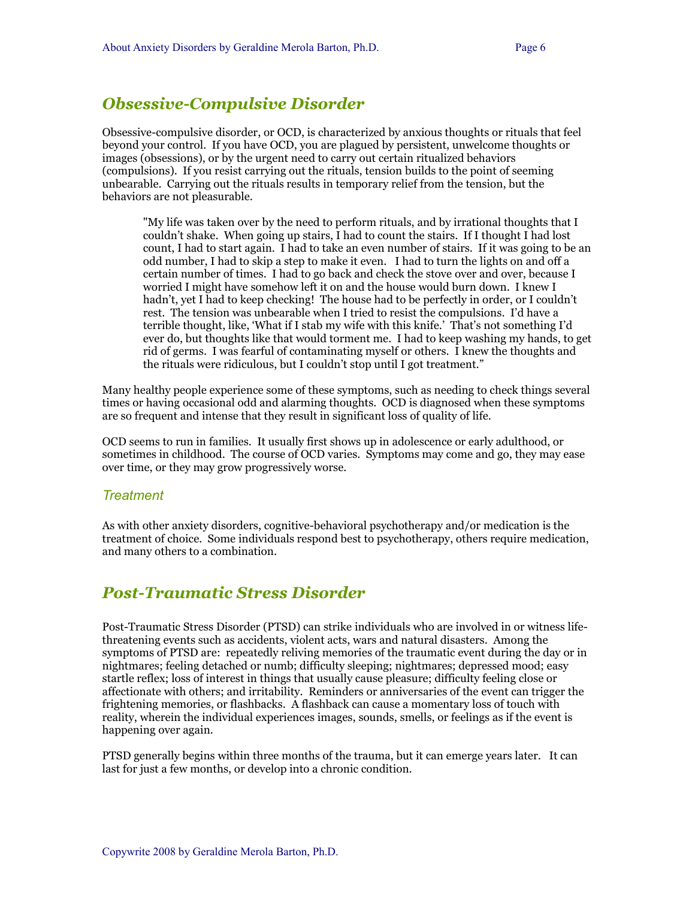## *Obsessive-Compulsive Disorder*

Obsessive-compulsive disorder, or OCD, is characterized by anxious thoughts or rituals that feel beyond your control. If you have OCD, you are plagued by persistent, unwelcome thoughts or images (obsessions), or by the urgent need to carry out certain ritualized behaviors (compulsions). If you resist carrying out the rituals, tension builds to the point of seeming unbearable. Carrying out the rituals results in temporary relief from the tension, but the behaviors are not pleasurable.

> "My life was taken over by the need to perform rituals, and by irrational thoughts that I couldn't shake. When going up stairs, I had to count the stairs. If I thought I had lost count, I had to start again. I had to take an even number of stairs. If it was going to be an odd number, I had to skip a step to make it even. I had to turn the lights on and off a certain number of times. I had to go back and check the stove over and over, because I worried I might have somehow left it on and the house would burn down. I knew I hadn't, yet I had to keep checking! The house had to be perfectly in order, or I couldn't rest. The tension was unbearable when I tried to resist the compulsions. I'd have a terrible thought, like, 'What if I stab my wife with this knife.' That's not something I'd ever do, but thoughts like that would torment me. I had to keep washing my hands, to get rid of germs. I was fearful of contaminating myself or others. I knew the thoughts and the rituals were ridiculous, but I couldn't stop until I got treatment."

Many healthy people experience some of these symptoms, such as needing to check things several times or having occasional odd and alarming thoughts. OCD is diagnosed when these symptoms are so frequent and intense that they result in significant loss of quality of life.

OCD seems to run in families. It usually first shows up in adolescence or early adulthood, or sometimes in childhood. The course of OCD varies. Symptoms may come and go, they may ease over time, or they may grow progressively worse.

### *Treatment*

As with other anxiety disorders, cognitive-behavioral psychotherapy and/or medication is the treatment of choice. Some individuals respond best to psychotherapy, others require medication, and many others to a combination.

## *Post-Traumatic Stress Disorder*

Post-Traumatic Stress Disorder (PTSD) can strike individuals who are involved in or witness life-threatening events such as accidents, violent acts, wars and natural disasters. Among the symptoms of PTSD are: repeatedly reliving memories of the traumatic event during the day or in nightmares; feeling detached or numb; difficulty sleeping; nightmares; depressed mood; easy startle reflex; loss of interest in things that usually cause pleasure; difficulty feeling close or affectionate with others; and irritability. Reminders or anniversaries of the event can trigger the frightening memories, or flashbacks. A flashback can cause a momentary loss of touch with reality, wherein the individual experiences images, sounds, smells, or feelings as if the event is happening over again.

PTSD generally begins within three months of the trauma, but it can emerge years later. It can last for just a few months, or develop into a chronic condition.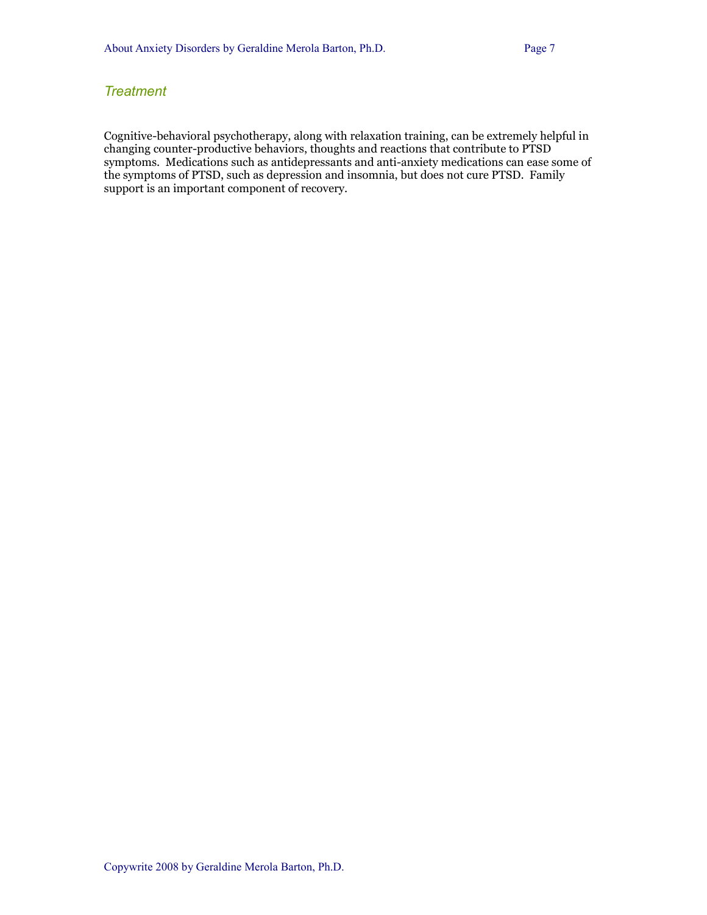## *Treatment*

Cognitive-behavioral psychotherapy, along with relaxation training, can be extremely helpful in changing counter-productive behaviors, thoughts and reactions that contribute to PTSD symptoms. Medications such as antidepressants and anti-anxiety medications can ease some of the symptoms of PTSD, such as depression and insomnia, but does not cure PTSD. Family support is an important component of recovery.